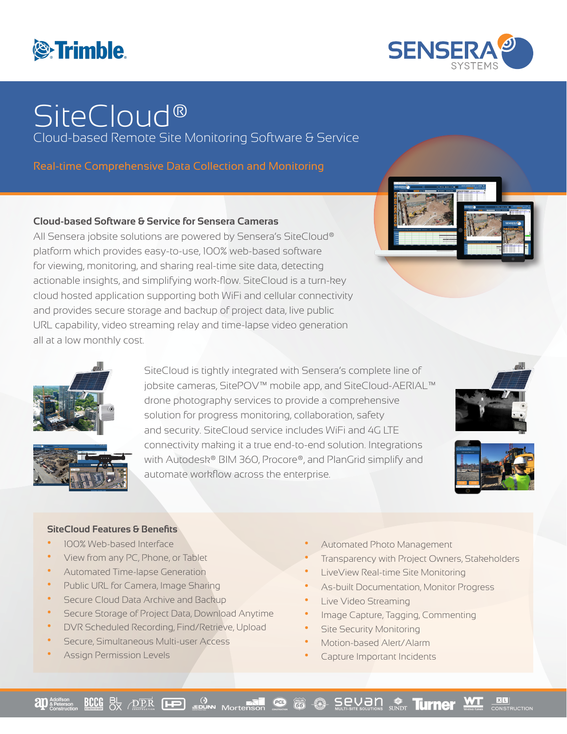Trimble

SENSERA SYSTEMS

# SiteCloud®

Cloud-based Remote Site Monitoring Software & Service

Real-time Comprehensive Data Collection and Monitoring

## Cloud-based Software & Service for Sensera Cameras

All Sensera jobsite solutions are powered by Sensera's SiteCloud® platform which provides easy-to-use, 100% web-based software for viewing, monitoring, and sharing real-time site data, detecting actionable insights, and simplifying work-flow. SiteCloud is a turn-key cloud hosted application supporting both WiFi and cellular connectivity and provides secure storage and backup of project data, live public URL capability, video streaming relay and time-lapse video generation all at a low monthly cost.

SiteCloud is tightly integrated with Sensera's complete line of jobsite cameras, SitePOV™ mobile app, and SiteCloud-AERIAL™ drone photography services to provide a comprehensive solution for progress monitoring, collaboration, safety and security. SiteCloud service includes WiFi and 4G LTE connectivity making it a true end-to-end solution. Integrations with Autodesk® BIM 360, Procore®, and PlanGrid simplify and automate workflow across the enterprise.

### SiteCloud Features & Benefits

- 100% Web-based Interface
- View from any PC, Phone, or Tablet
- Automated Time-lapse Generation
- Public URL for Camera, Image Sharing
- Secure Cloud Data Archive and Backup
- Secure Storage of Project Data, Download Anytime
- DVR Scheduled Recording, Find/Retrieve, Upload
- Secure, Simultaneous Multi-user Access
- Assign Permission Levels
- Automated Photo Management
- Transparency with Project Owners, Stakeholders
- LiveView Real-time Site Monitoring
- As-built Documentation, Monitor Progress
- Live Video Streaming
- Image Capture, Tagging, Commenting
- Site Security Monitoring
- Motion-based Alert/Alarm
- Capture Important Incidents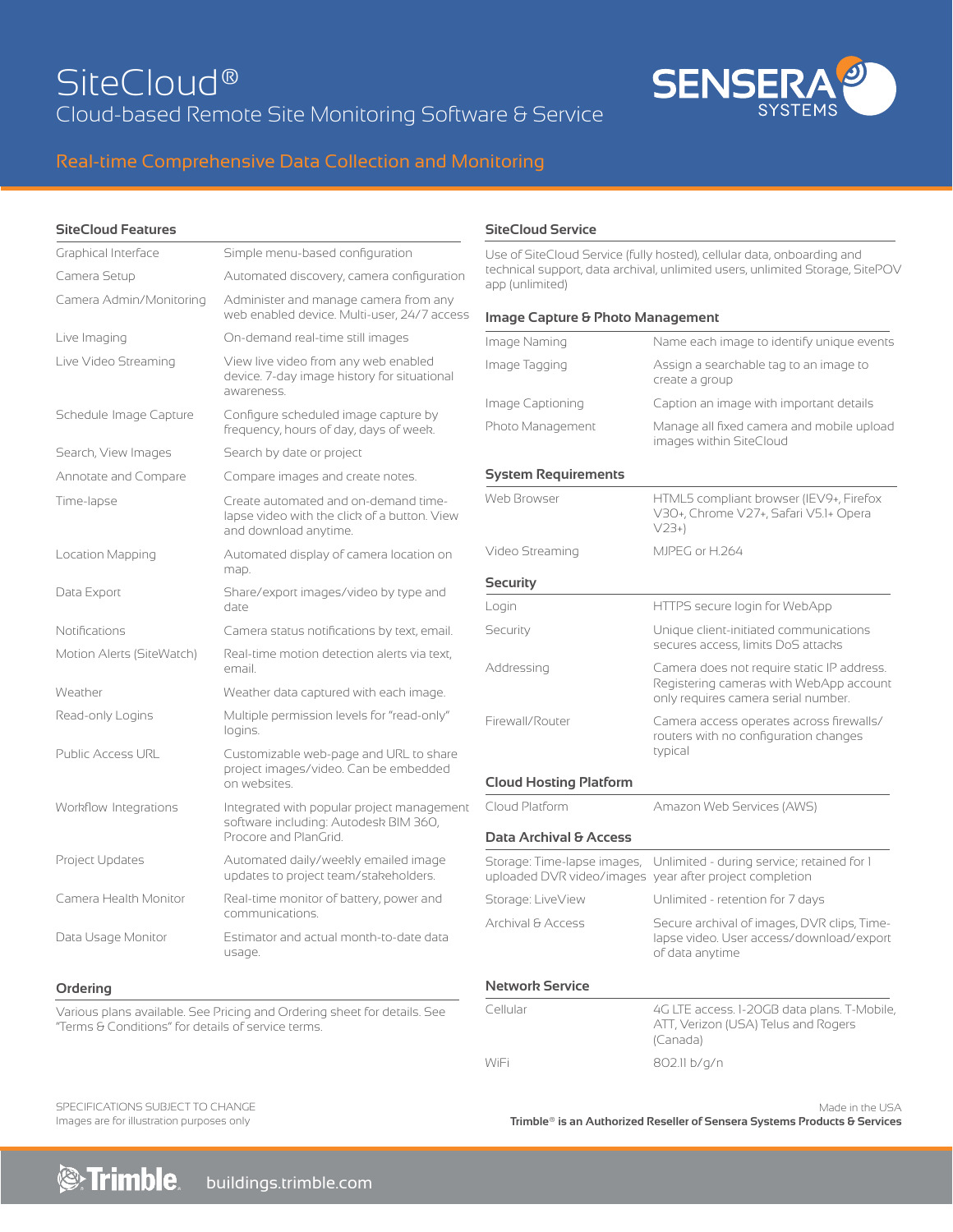# SiteCloud®

## Cloud-based Remote Site Monitoring Software & Service

**SENSERA SYSTEMS**

### Real-time Comprehensive Data Collection and Monitoring

### SiteCloud Features

| | |
|---|---|
| Graphical Interface | Simple menu-based configuration |
| Camera Setup | Automated discovery, camera configuration |
| Camera Admin/Monitoring | Administer and manage camera from any web enabled device. Multi-user, 24/7 access |
| Live Imaging | On-demand real-time still images |
| Live Video Streaming | View live video from any web enabled device. 7-day image history for situational awareness. |
| Schedule Image Capture | Configure scheduled image capture by frequency, hours of day, days of week. |
| Search, View Images | Search by date or project |
| Annotate and Compare | Compare images and create notes. |
| Time-lapse | Create automated and on-demand time-lapse video with the click of a button. View and download anytime. |
| Location Mapping | Automated display of camera location on map. |
| Data Export | Share/export images/video by type and date |
| Notifications | Camera status notifications by text, email. |
| Motion Alerts (SiteWatch) | Real-time motion detection alerts via text, email. |
| Weather | Weather data captured with each image. |
| Read-only Logins | Multiple permission levels for "read-only" logins. |
| Public Access URL | Customizable web-page and URL to share project images/video. Can be embedded on websites. |
| Workflow Integrations | Integrated with popular project management software including: Autodesk BIM 360, Procore and PlanGrid. |
| Project Updates | Automated daily/weekly emailed image updates to project team/stakeholders. |
| Camera Health Monitor | Real-time monitor of battery, power and communications. |
| Data Usage Monitor | Estimator and actual month-to-date data usage. |

### Ordering

Various plans available. See Pricing and Ordering sheet for details. See "Terms & Conditions" for details of service terms.

### SiteCloud Service

Use of SiteCloud Service (fully hosted), cellular data, onboarding and technical support, data archival, unlimited users, unlimited Storage, SitePOV app (unlimited)

### Image Capture & Photo Management

| | |
|---|---|
| Image Naming | Name each image to identify unique events |
| Image Tagging | Assign a searchable tag to an image to create a group |
| Image Captioning | Caption an image with important details |
| Photo Management | Manage all fixed camera and mobile upload images within SiteCloud |

### System Requirements

| | |
|---|---|
| Web Browser | HTML5 compliant browser (IEV9+, Firefox V30+, Chrome V27+, Safari V5.1+ Opera V23+) |
| Video Streaming | MJPEG or H.264 |

### Security

| | |
|---|---|
| Login | HTTPS secure login for WebApp |
| Security | Unique client-initiated communications secures access, limits DoS attacks |
| Addressing | Camera does not require static IP address. Registering cameras with WebApp account only requires camera serial number. |
| Firewall/Router | Camera access operates across firewalls/ routers with no configuration changes typical |

### Cloud Hosting Platform

| | |
|---|---|
| Cloud Platform | Amazon Web Services (AWS) |

### Data Archival & Access

| | |
|---|---|
| Storage: Time-lapse images, uploaded DVR video/images | Unlimited - during service; retained for 1 year after project completion |
| Storage: LiveView | Unlimited - retention for 7 days |
| Archival & Access | Secure archival of images, DVR clips, Time-lapse video. User access/download/export of data anytime |

### Network Service

| | |
|---|---|
| Cellular | 4G LTE access. 1-20GB data plans. T-Mobile, ATT, Verizon (USA) Telus and Rogers (Canada) |
| WiFi | 802.11 b/g/n |

SPECIFICATIONS SUBJECT TO CHANGE
Images are for illustration purposes only

Made in the USA
**Trimble® is an Authorized Reseller of Sensera Systems Products & Services**

Trimble. buildings.trimble.com